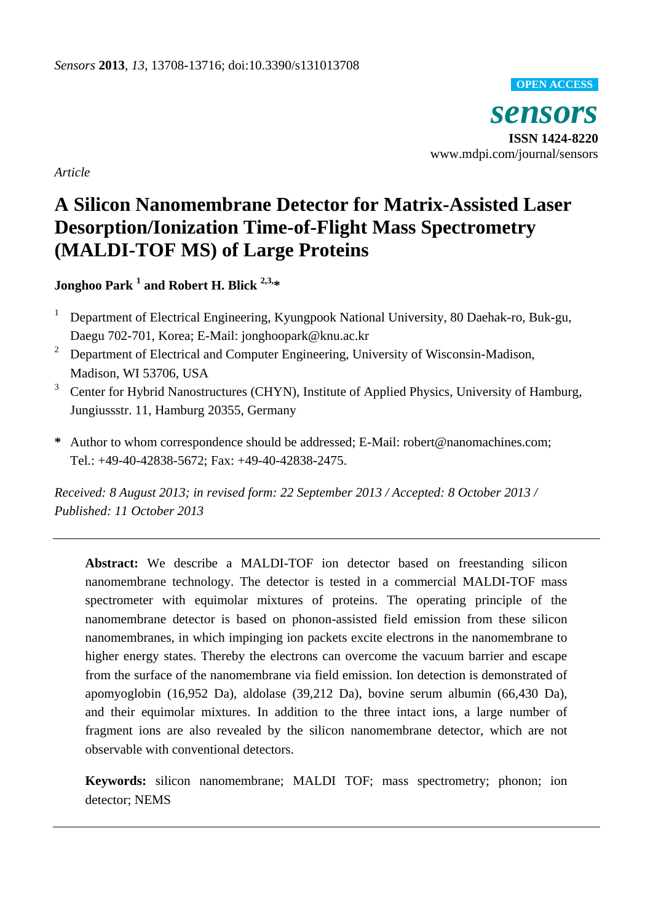*Sensors* **2013**, *13*, 13708-13716; doi:10.3390/s131013708

**OPEN ACCESS**

***sensors***

**ISSN 1424-8220**

www.mdpi.com/journal/sensors

*Article*

# A Silicon Nanomembrane Detector for Matrix-Assisted Laser Desorption/Ionization Time-of-Flight Mass Spectrometry (MALDI-TOF MS) of Large Proteins

**Jonghoo Park [1] and Robert H. Blick [2,3,*]**

[1] Department of Electrical Engineering, Kyungpook National University, 80 Daehak-ro, Buk-gu, Daegu 702-701, Korea; E-Mail: jonghoopark@knu.ac.kr

[2] Department of Electrical and Computer Engineering, University of Wisconsin-Madison, Madison, WI 53706, USA

[3] Center for Hybrid Nanostructures (CHYN), Institute of Applied Physics, University of Hamburg, Jungiussstr. 11, Hamburg 20355, Germany

**\*** Author to whom correspondence should be addressed; E-Mail: robert@nanomachines.com; Tel.: +49-40-42838-5672; Fax: +49-40-42838-2475.

*Received: 8 August 2013; in revised form: 22 September 2013 / Accepted: 8 October 2013 / Published: 11 October 2013*

---

**Abstract:** We describe a MALDI-TOF ion detector based on freestanding silicon nanomembrane technology. The detector is tested in a commercial MALDI-TOF mass spectrometer with equimolar mixtures of proteins. The operating principle of the nanomembrane detector is based on phonon-assisted field emission from these silicon nanomembranes, in which impinging ion packets excite electrons in the nanomembrane to higher energy states. Thereby the electrons can overcome the vacuum barrier and escape from the surface of the nanomembrane via field emission. Ion detection is demonstrated of apomyoglobin (16,952 Da), aldolase (39,212 Da), bovine serum albumin (66,430 Da), and their equimolar mixtures. In addition to the three intact ions, a large number of fragment ions are also revealed by the silicon nanomembrane detector, which are not observable with conventional detectors.

**Keywords:** silicon nanomembrane; MALDI TOF; mass spectrometry; phonon; ion detector; NEMS

---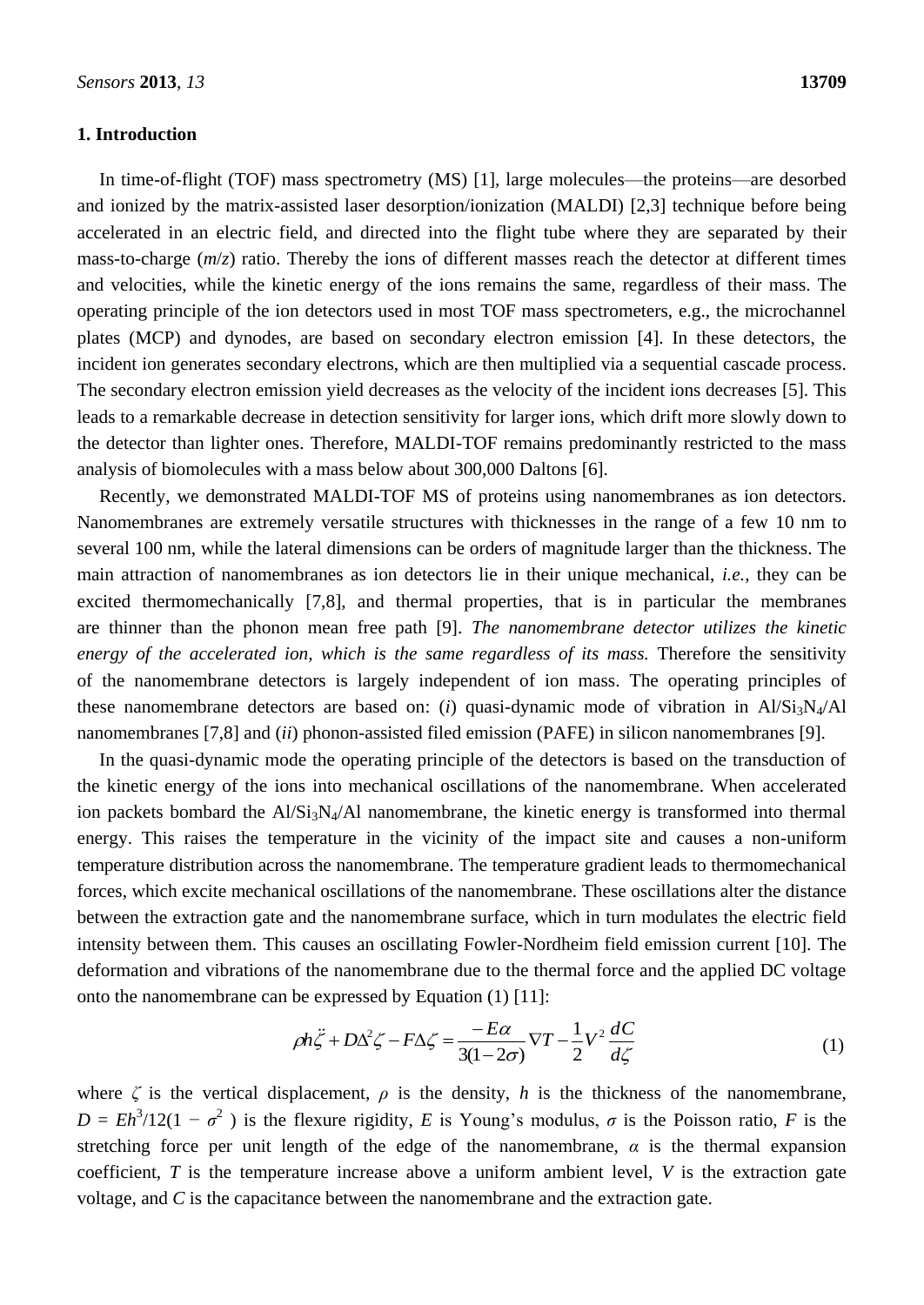## 1. Introduction

In time-of-flight (TOF) mass spectrometry (MS) [1], large molecules—the proteins—are desorbed and ionized by the matrix-assisted laser desorption/ionization (MALDI) [2,3] technique before being accelerated in an electric field, and directed into the flight tube where they are separated by their mass-to-charge ($m/z$) ratio. Thereby the ions of different masses reach the detector at different times and velocities, while the kinetic energy of the ions remains the same, regardless of their mass. The operating principle of the ion detectors used in most TOF mass spectrometers, e.g., the microchannel plates (MCP) and dynodes, are based on secondary electron emission [4]. In these detectors, the incident ion generates secondary electrons, which are then multiplied via a sequential cascade process. The secondary electron emission yield decreases as the velocity of the incident ions decreases [5]. This leads to a remarkable decrease in detection sensitivity for larger ions, which drift more slowly down to the detector than lighter ones. Therefore, MALDI-TOF remains predominantly restricted to the mass analysis of biomolecules with a mass below about 300,000 Daltons [6].

Recently, we demonstrated MALDI-TOF MS of proteins using nanomembranes as ion detectors. Nanomembranes are extremely versatile structures with thicknesses in the range of a few 10 nm to several 100 nm, while the lateral dimensions can be orders of magnitude larger than the thickness. The main attraction of nanomembranes as ion detectors lie in their unique mechanical, *i.e.*, they can be excited thermomechanically [7,8], and thermal properties, that is in particular the membranes are thinner than the phonon mean free path [9]. *The nanomembrane detector utilizes the kinetic energy of the accelerated ion, which is the same regardless of its mass.* Therefore the sensitivity of the nanomembrane detectors is largely independent of ion mass. The operating principles of these nanomembrane detectors are based on: (*i*) quasi-dynamic mode of vibration in $Al/Si_3N_4/Al$ nanomembranes [7,8] and (*ii*) phonon-assisted filed emission (PAFE) in silicon nanomembranes [9].

In the quasi-dynamic mode the operating principle of the detectors is based on the transduction of the kinetic energy of the ions into mechanical oscillations of the nanomembrane. When accelerated ion packets bombard the $Al/Si_3N_4/Al$ nanomembrane, the kinetic energy is transformed into thermal energy. This raises the temperature in the vicinity of the impact site and causes a non-uniform temperature distribution across the nanomembrane. The temperature gradient leads to thermomechanical forces, which excite mechanical oscillations of the nanomembrane. These oscillations alter the distance between the extraction gate and the nanomembrane surface, which in turn modulates the electric field intensity between them. This causes an oscillating Fowler-Nordheim field emission current [10]. The deformation and vibrations of the nanomembrane due to the thermal force and the applied DC voltage onto the nanomembrane can be expressed by Equation (1) [11]:

$$\rho h\ddot{\zeta} + D\Delta^2\zeta - F\Delta\zeta = \frac{-E\alpha}{3(1-2\sigma)}\nabla T - \frac{1}{2}V^2\frac{dC}{d\zeta} \tag{1}$$

where $\zeta$ is the vertical displacement, $\rho$ is the density, $h$ is the thickness of the nanomembrane, $D = Eh^3/12(1 - \sigma^2)$ is the flexure rigidity, $E$ is Young's modulus, $\sigma$ is the Poisson ratio, $F$ is the stretching force per unit length of the edge of the nanomembrane, $\alpha$ is the thermal expansion coefficient, $T$ is the temperature increase above a uniform ambient level, $V$ is the extraction gate voltage, and $C$ is the capacitance between the nanomembrane and the extraction gate.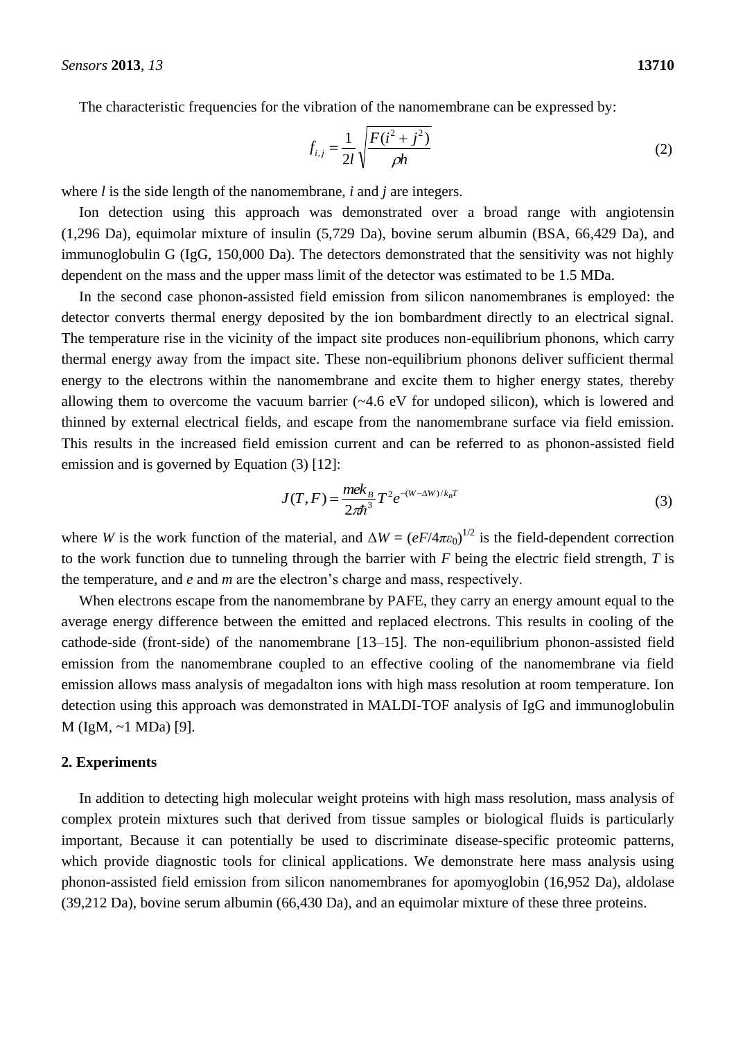The characteristic frequencies for the vibration of the nanomembrane can be expressed by:

$$f_{i,j} = \frac{1}{2l}\sqrt{\frac{F(i^2 + j^2)}{\rho h}} \tag{2}$$

where *l* is the side length of the nanomembrane, *i* and *j* are integers.

Ion detection using this approach was demonstrated over a broad range with angiotensin (1,296 Da), equimolar mixture of insulin (5,729 Da), bovine serum albumin (BSA, 66,429 Da), and immunoglobulin G (IgG, 150,000 Da). The detectors demonstrated that the sensitivity was not highly dependent on the mass and the upper mass limit of the detector was estimated to be 1.5 MDa.

In the second case phonon-assisted field emission from silicon nanomembranes is employed: the detector converts thermal energy deposited by the ion bombardment directly to an electrical signal. The temperature rise in the vicinity of the impact site produces non-equilibrium phonons, which carry thermal energy away from the impact site. These non-equilibrium phonons deliver sufficient thermal energy to the electrons within the nanomembrane and excite them to higher energy states, thereby allowing them to overcome the vacuum barrier (~4.6 eV for undoped silicon), which is lowered and thinned by external electrical fields, and escape from the nanomembrane surface via field emission. This results in the increased field emission current and can be referred to as phonon-assisted field emission and is governed by Equation (3) [12]:

$$J(T,F) = \frac{mek_B}{2\pi\hbar^3}T^2 e^{-(W-\Delta W)/k_B T} \tag{3}$$

where *W* is the work function of the material, and $\Delta W = (eF/4\pi\varepsilon_0)^{1/2}$ is the field-dependent correction to the work function due to tunneling through the barrier with *F* being the electric field strength, *T* is the temperature, and *e* and *m* are the electron's charge and mass, respectively.

When electrons escape from the nanomembrane by PAFE, they carry an energy amount equal to the average energy difference between the emitted and replaced electrons. This results in cooling of the cathode-side (front-side) of the nanomembrane [13–15]. The non-equilibrium phonon-assisted field emission from the nanomembrane coupled to an effective cooling of the nanomembrane via field emission allows mass analysis of megadalton ions with high mass resolution at room temperature. Ion detection using this approach was demonstrated in MALDI-TOF analysis of IgG and immunoglobulin M (IgM, ~1 MDa) [9].

## 2. Experiments

In addition to detecting high molecular weight proteins with high mass resolution, mass analysis of complex protein mixtures such that derived from tissue samples or biological fluids is particularly important, Because it can potentially be used to discriminate disease-specific proteomic patterns, which provide diagnostic tools for clinical applications. We demonstrate here mass analysis using phonon-assisted field emission from silicon nanomembranes for apomyoglobin (16,952 Da), aldolase (39,212 Da), bovine serum albumin (66,430 Da), and an equimolar mixture of these three proteins.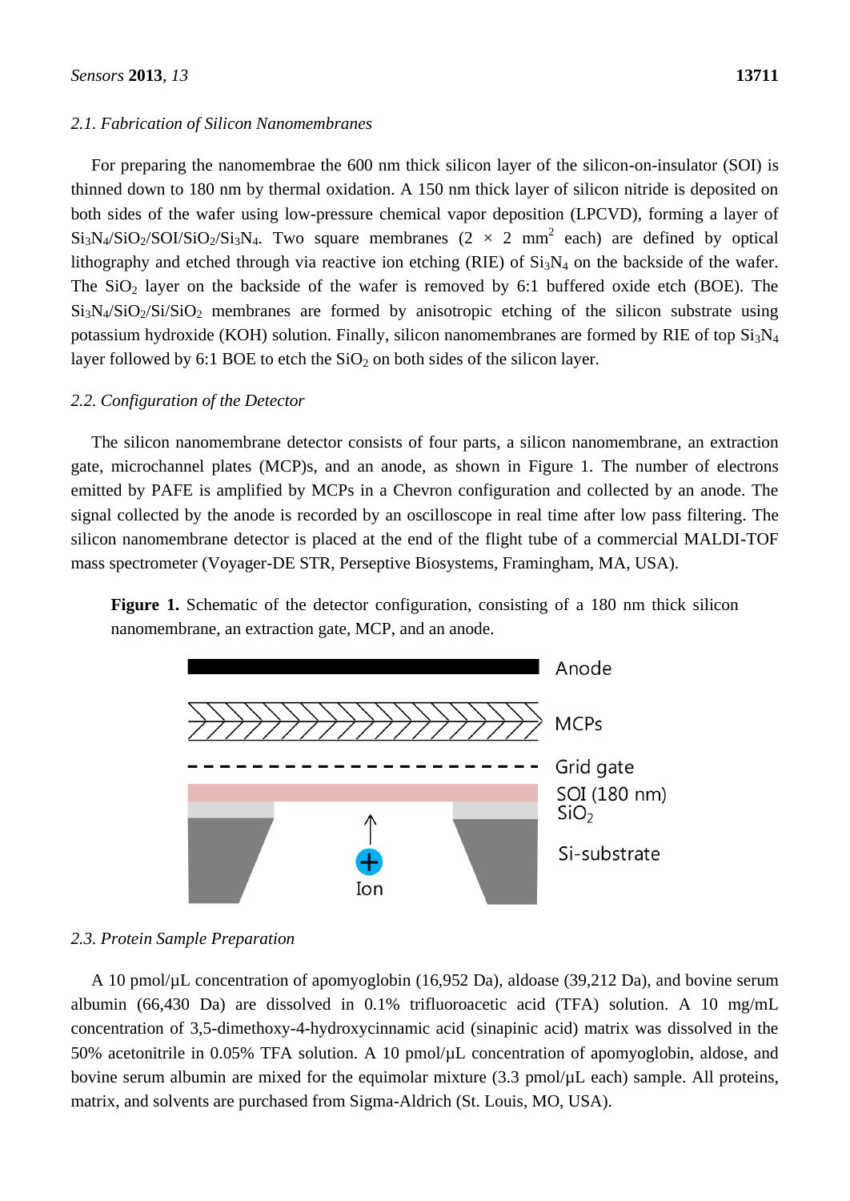### 2.1. Fabrication of Silicon Nanomembranes

For preparing the nanomembrae the 600 nm thick silicon layer of the silicon-on-insulator (SOI) is thinned down to 180 nm by thermal oxidation. A 150 nm thick layer of silicon nitride is deposited on both sides of the wafer using low-pressure chemical vapor deposition (LPCVD), forming a layer of $Si_3N_4/SiO_2/SOI/SiO_2/Si_3N_4$. Two square membranes ($2 \times 2$ $mm^2$ each) are defined by optical lithography and etched through via reactive ion etching (RIE) of $Si_3N_4$ on the backside of the wafer. The $SiO_2$ layer on the backside of the wafer is removed by 6:1 buffered oxide etch (BOE). The $Si_3N_4/SiO_2/Si/SiO_2$ membranes are formed by anisotropic etching of the silicon substrate using potassium hydroxide (KOH) solution. Finally, silicon nanomembranes are formed by RIE of top $Si_3N_4$ layer followed by 6:1 BOE to etch the $SiO_2$ on both sides of the silicon layer.

### 2.2. Configuration of the Detector

The silicon nanomembrane detector consists of four parts, a silicon nanomembrane, an extraction gate, microchannel plates (MCP)s, and an anode, as shown in Figure 1. The number of electrons emitted by PAFE is amplified by MCPs in a Chevron configuration and collected by an anode. The signal collected by the anode is recorded by an oscilloscope in real time after low pass filtering. The silicon nanomembrane detector is placed at the end of the flight tube of a commercial MALDI-TOF mass spectrometer (Voyager-DE STR, Perseptive Biosystems, Framingham, MA, USA).

**Figure 1.** Schematic of the detector configuration, consisting of a 180 nm thick silicon nanomembrane, an extraction gate, MCP, and an anode.

Anode
MCPs
Grid gate
SOI (180 nm)
$SiO_2$
Si-substrate
Ion

### 2.3. Protein Sample Preparation

A 10 pmol/μL concentration of apomyoglobin (16,952 Da), aldoase (39,212 Da), and bovine serum albumin (66,430 Da) are dissolved in 0.1% trifluoroacetic acid (TFA) solution. A 10 mg/mL concentration of 3,5-dimethoxy-4-hydroxycinnamic acid (sinapinic acid) matrix was dissolved in the 50% acetonitrile in 0.05% TFA solution. A 10 pmol/μL concentration of apomyoglobin, aldose, and bovine serum albumin are mixed for the equimolar mixture (3.3 pmol/μL each) sample. All proteins, matrix, and solvents are purchased from Sigma-Aldrich (St. Louis, MO, USA).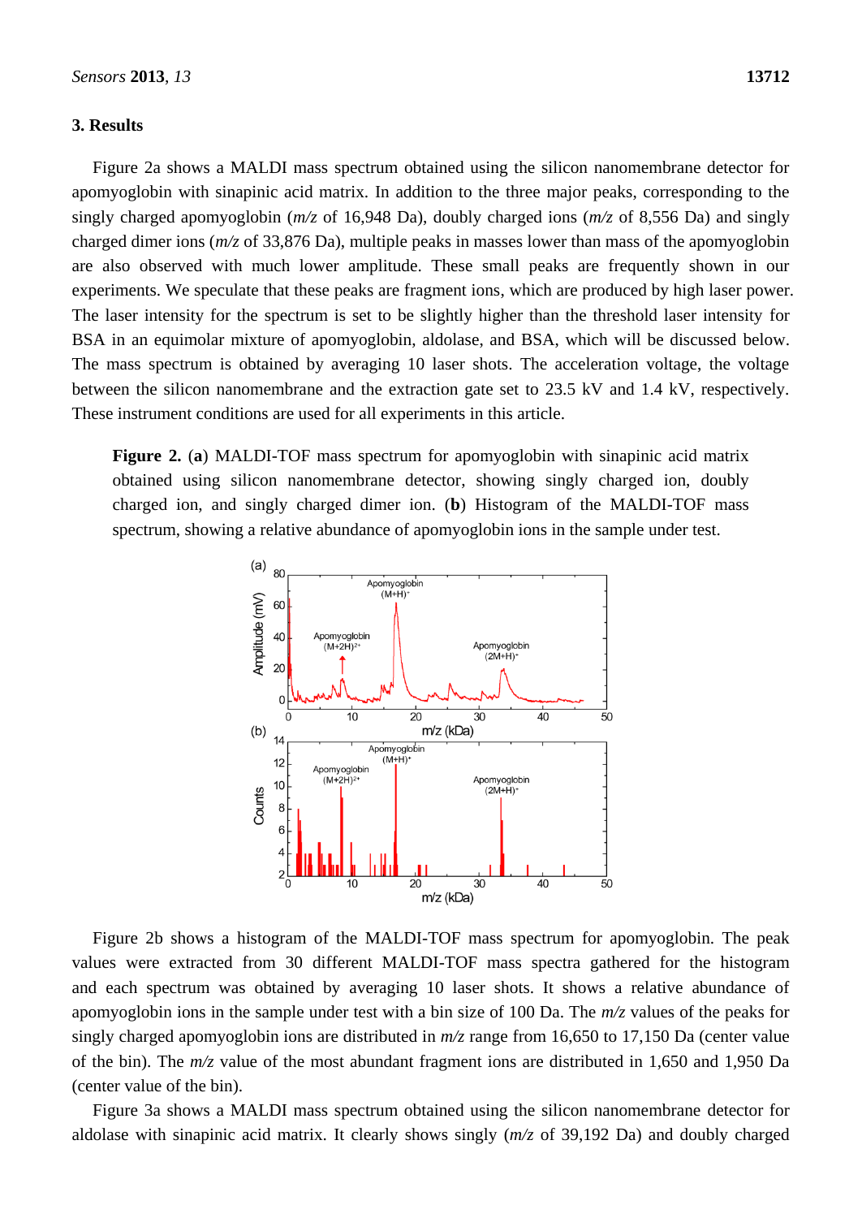## 3. Results

Figure 2a shows a MALDI mass spectrum obtained using the silicon nanomembrane detector for apomyoglobin with sinapinic acid matrix. In addition to the three major peaks, corresponding to the singly charged apomyoglobin (*m/z* of 16,948 Da), doubly charged ions (*m/z* of 8,556 Da) and singly charged dimer ions (*m/z* of 33,876 Da), multiple peaks in masses lower than mass of the apomyoglobin are also observed with much lower amplitude. These small peaks are frequently shown in our experiments. We speculate that these peaks are fragment ions, which are produced by high laser power. The laser intensity for the spectrum is set to be slightly higher than the threshold laser intensity for BSA in an equimolar mixture of apomyoglobin, aldolase, and BSA, which will be discussed below. The mass spectrum is obtained by averaging 10 laser shots. The acceleration voltage, the voltage between the silicon nanomembrane and the extraction gate set to 23.5 kV and 1.4 kV, respectively. These instrument conditions are used for all experiments in this article.

**Figure 2.** (**a**) MALDI-TOF mass spectrum for apomyoglobin with sinapinic acid matrix obtained using silicon nanomembrane detector, showing singly charged ion, doubly charged ion, and singly charged dimer ion. (**b**) Histogram of the MALDI-TOF mass spectrum, showing a relative abundance of apomyoglobin ions in the sample under test.

(a)
Amplitude (mV)
Apomyoglobin $(M+H)^+$
Apomyoglobin $(M+2H)^{2+}$
Apomyoglobin $(2M+H)^+$
m/z (kDa)

(b)
Counts
Apomyoglobin $(M+H)^+$
Apomyoglobin $(M+2H)^{2+}$
Apomyoglobin $(2M+H)^+$
m/z (kDa)

Figure 2b shows a histogram of the MALDI-TOF mass spectrum for apomyoglobin. The peak values were extracted from 30 different MALDI-TOF mass spectra gathered for the histogram and each spectrum was obtained by averaging 10 laser shots. It shows a relative abundance of apomyoglobin ions in the sample under test with a bin size of 100 Da. The *m/z* values of the peaks for singly charged apomyoglobin ions are distributed in *m/z* range from 16,650 to 17,150 Da (center value of the bin). The *m/z* value of the most abundant fragment ions are distributed in 1,650 and 1,950 Da (center value of the bin).

Figure 3a shows a MALDI mass spectrum obtained using the silicon nanomembrane detector for aldolase with sinapinic acid matrix. It clearly shows singly (*m/z* of 39,192 Da) and doubly charged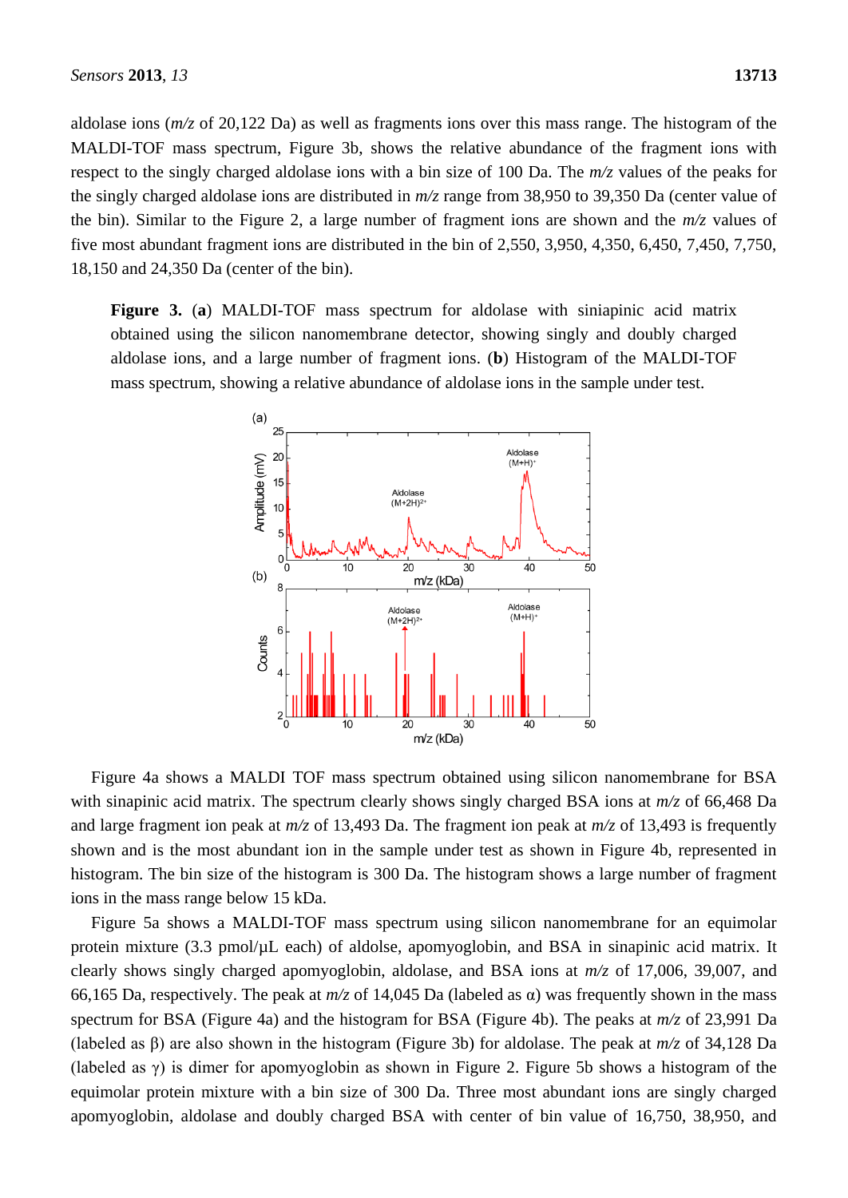aldolase ions (*m/z* of 20,122 Da) as well as fragments ions over this mass range. The histogram of the MALDI-TOF mass spectrum, Figure 3b, shows the relative abundance of the fragment ions with respect to the singly charged aldolase ions with a bin size of 100 Da. The *m/z* values of the peaks for the singly charged aldolase ions are distributed in *m/z* range from 38,950 to 39,350 Da (center value of the bin). Similar to the Figure 2, a large number of fragment ions are shown and the *m/z* values of five most abundant fragment ions are distributed in the bin of 2,550, 3,950, 4,350, 6,450, 7,450, 7,750, 18,150 and 24,350 Da (center of the bin).

**Figure 3.** (**a**) MALDI-TOF mass spectrum for aldolase with siniapinic acid matrix obtained using the silicon nanomembrane detector, showing singly and doubly charged aldolase ions, and a large number of fragment ions. (**b**) Histogram of the MALDI-TOF mass spectrum, showing a relative abundance of aldolase ions in the sample under test.

(a)
Amplitude (mV)
0
5
10
15
20
25
Aldolase (M+2H)$^{2+}$
Aldolase (M+H)$^{+}$
0
10
20
30
40
50
m/z (kDa)

(b)
Counts
2
4
6
8
Aldolase (M+2H)$^{2+}$
Aldolase (M+H)$^{+}$
0
10
20
30
40
50
m/z (kDa)

Figure 4a shows a MALDI TOF mass spectrum obtained using silicon nanomembrane for BSA with sinapinic acid matrix. The spectrum clearly shows singly charged BSA ions at *m/z* of 66,468 Da and large fragment ion peak at *m/z* of 13,493 Da. The fragment ion peak at *m/z* of 13,493 is frequently shown and is the most abundant ion in the sample under test as shown in Figure 4b, represented in histogram. The bin size of the histogram is 300 Da. The histogram shows a large number of fragment ions in the mass range below 15 kDa.

Figure 5a shows a MALDI-TOF mass spectrum using silicon nanomembrane for an equimolar protein mixture (3.3 pmol/μL each) of aldolse, apomyoglobin, and BSA in sinapinic acid matrix. It clearly shows singly charged apomyoglobin, aldolase, and BSA ions at *m/z* of 17,006, 39,007, and 66,165 Da, respectively. The peak at *m/z* of 14,045 Da (labeled as α) was frequently shown in the mass spectrum for BSA (Figure 4a) and the histogram for BSA (Figure 4b). The peaks at *m/z* of 23,991 Da (labeled as β) are also shown in the histogram (Figure 3b) for aldolase. The peak at *m/z* of 34,128 Da (labeled as γ) is dimer for apomyoglobin as shown in Figure 2. Figure 5b shows a histogram of the equimolar protein mixture with a bin size of 300 Da. Three most abundant ions are singly charged apomyoglobin, aldolase and doubly charged BSA with center of bin value of 16,750, 38,950, and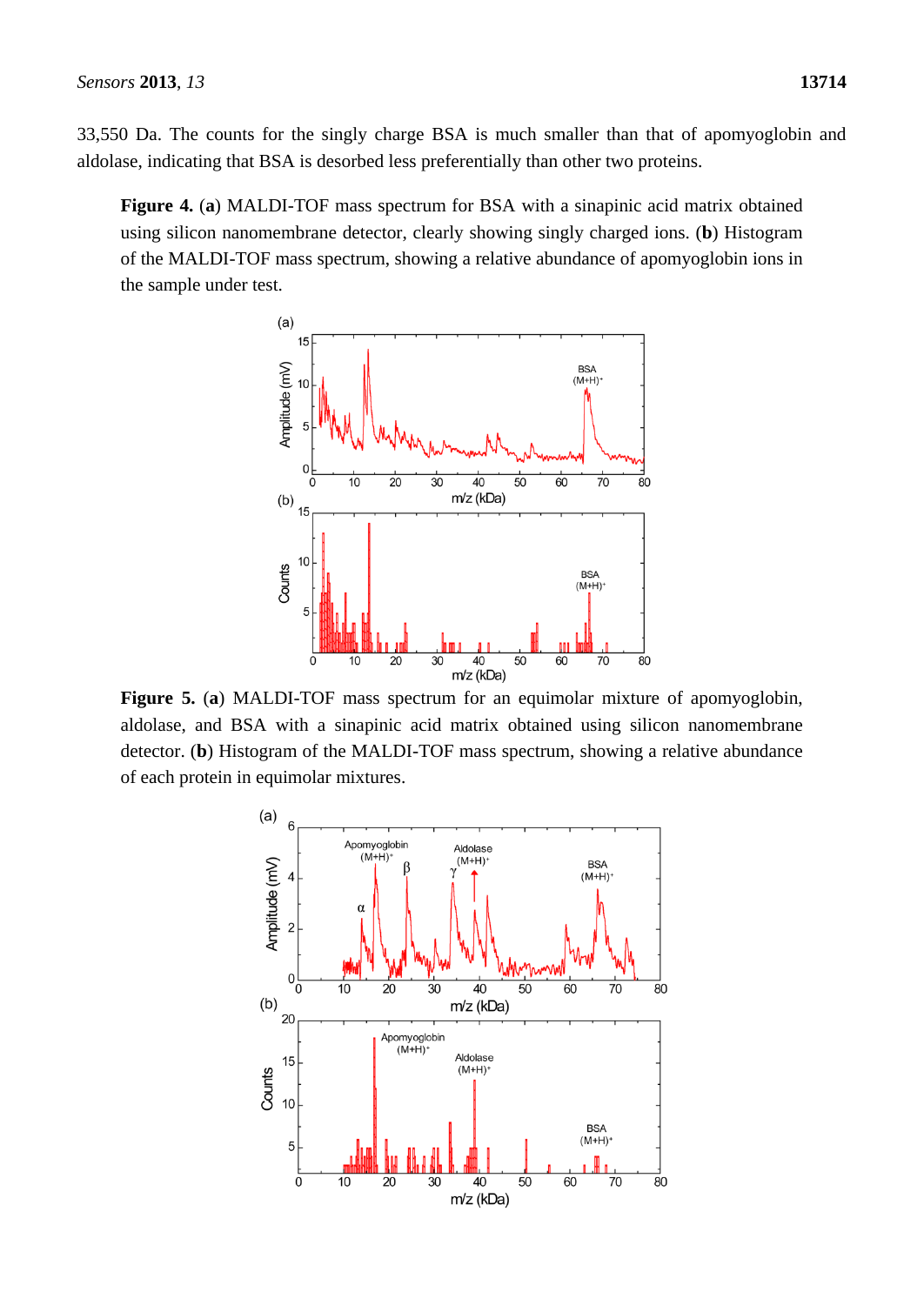33,550 Da. The counts for the singly charge BSA is much smaller than that of apomyoglobin and aldolase, indicating that BSA is desorbed less preferentially than other two proteins.

**Figure 4.** (**a**) MALDI-TOF mass spectrum for BSA with a sinapinic acid matrix obtained using silicon nanomembrane detector, clearly showing singly charged ions. (**b**) Histogram of the MALDI-TOF mass spectrum, showing a relative abundance of apomyoglobin ions in the sample under test.

(a)
Amplitude (mV)
0
5
10
15
0 10 20 30 40 50 60 70 80
m/z (kDa)
BSA
(M+H)+

(b)
Counts
5
10
15
0 10 20 30 40 50 60 70 80
m/z (kDa)
BSA
(M+H)+

**Figure 5.** (**a**) MALDI-TOF mass spectrum for an equimolar mixture of apomyoglobin, aldolase, and BSA with a sinapinic acid matrix obtained using silicon nanomembrane detector. (**b**) Histogram of the MALDI-TOF mass spectrum, showing a relative abundance of each protein in equimolar mixtures.

(a)
Amplitude (mV)
0
2
4
6
0 10 20 30 40 50 60 70 80
m/z (kDa)
Apomyoglobin
(M+H)+
α
β
γ
Aldolase
(M+H)+
BSA
(M+H)+

(b)
Counts
5
10
15
20
0 10 20 30 40 50 60 70 80
m/z (kDa)
Apomyoglobin
(M+H)+
Aldolase
(M+H)+
BSA
(M+H)+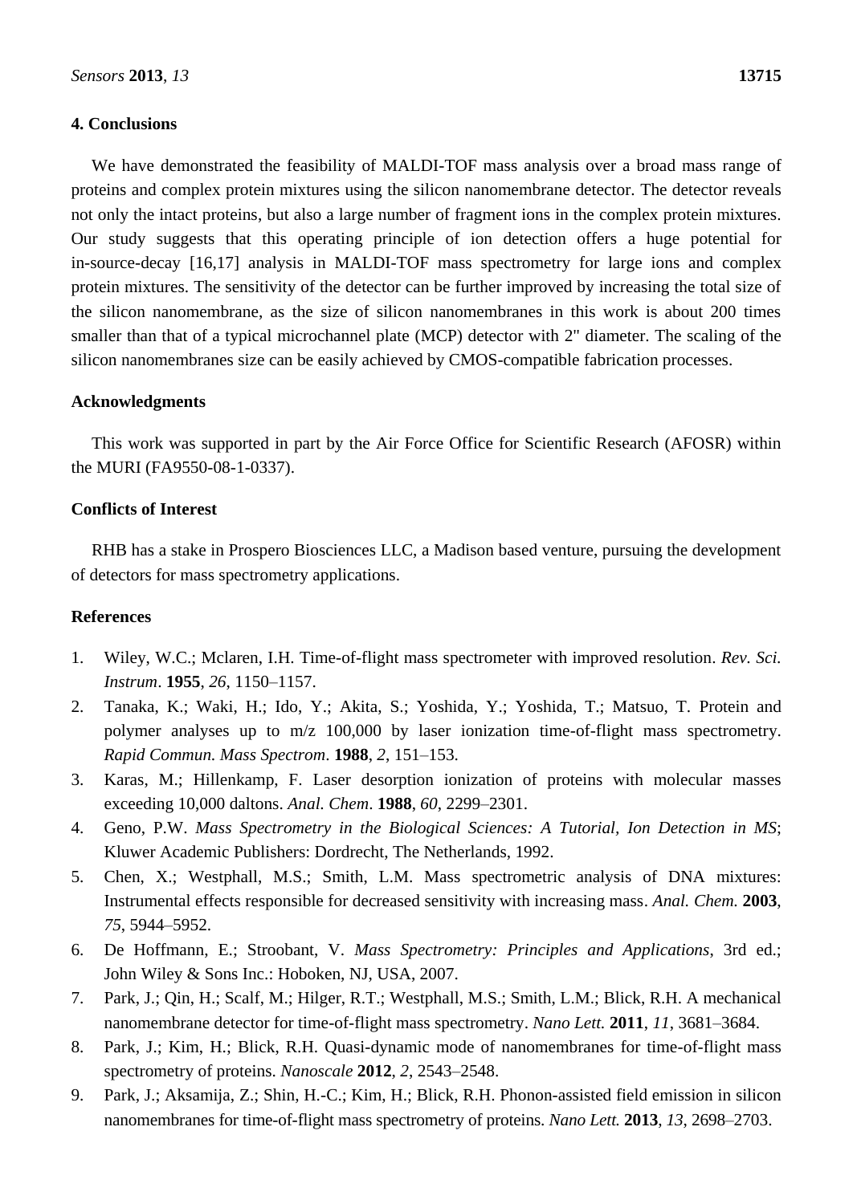## 4. Conclusions

We have demonstrated the feasibility of MALDI-TOF mass analysis over a broad mass range of proteins and complex protein mixtures using the silicon nanomembrane detector. The detector reveals not only the intact proteins, but also a large number of fragment ions in the complex protein mixtures. Our study suggests that this operating principle of ion detection offers a huge potential for in-source-decay [16,17] analysis in MALDI-TOF mass spectrometry for large ions and complex protein mixtures. The sensitivity of the detector can be further improved by increasing the total size of the silicon nanomembrane, as the size of silicon nanomembranes in this work is about 200 times smaller than that of a typical microchannel plate (MCP) detector with 2" diameter. The scaling of the silicon nanomembranes size can be easily achieved by CMOS-compatible fabrication processes.

## Acknowledgments

This work was supported in part by the Air Force Office for Scientific Research (AFOSR) within the MURI (FA9550-08-1-0337).

## Conflicts of Interest

RHB has a stake in Prospero Biosciences LLC, a Madison based venture, pursuing the development of detectors for mass spectrometry applications.

## References

1. Wiley, W.C.; Mclaren, I.H. Time-of-flight mass spectrometer with improved resolution. *Rev. Sci. Instrum*. **1955**, *26*, 1150–1157.
2. Tanaka, K.; Waki, H.; Ido, Y.; Akita, S.; Yoshida, Y.; Yoshida, T.; Matsuo, T. Protein and polymer analyses up to m/z 100,000 by laser ionization time-of-flight mass spectrometry. *Rapid Commun. Mass Spectrom*. **1988**, *2*, 151–153.
3. Karas, M.; Hillenkamp, F. Laser desorption ionization of proteins with molecular masses exceeding 10,000 daltons. *Anal. Chem*. **1988**, *60*, 2299–2301.
4. Geno, P.W. *Mass Spectrometry in the Biological Sciences: A Tutorial, Ion Detection in MS*; Kluwer Academic Publishers: Dordrecht, The Netherlands, 1992.
5. Chen, X.; Westphall, M.S.; Smith, L.M. Mass spectrometric analysis of DNA mixtures: Instrumental effects responsible for decreased sensitivity with increasing mass. *Anal. Chem.* **2003**, *75*, 5944–5952.
6. De Hoffmann, E.; Stroobant, V. *Mass Spectrometry: Principles and Applications*, 3rd ed.; John Wiley & Sons Inc.: Hoboken, NJ, USA, 2007.
7. Park, J.; Qin, H.; Scalf, M.; Hilger, R.T.; Westphall, M.S.; Smith, L.M.; Blick, R.H. A mechanical nanomembrane detector for time-of-flight mass spectrometry. *Nano Lett.* **2011**, *11*, 3681–3684.
8. Park, J.; Kim, H.; Blick, R.H. Quasi-dynamic mode of nanomembranes for time-of-flight mass spectrometry of proteins. *Nanoscale* **2012**, *2*, 2543–2548.
9. Park, J.; Aksamija, Z.; Shin, H.-C.; Kim, H.; Blick, R.H. Phonon-assisted field emission in silicon nanomembranes for time-of-flight mass spectrometry of proteins. *Nano Lett.* **2013**, *13*, 2698–2703.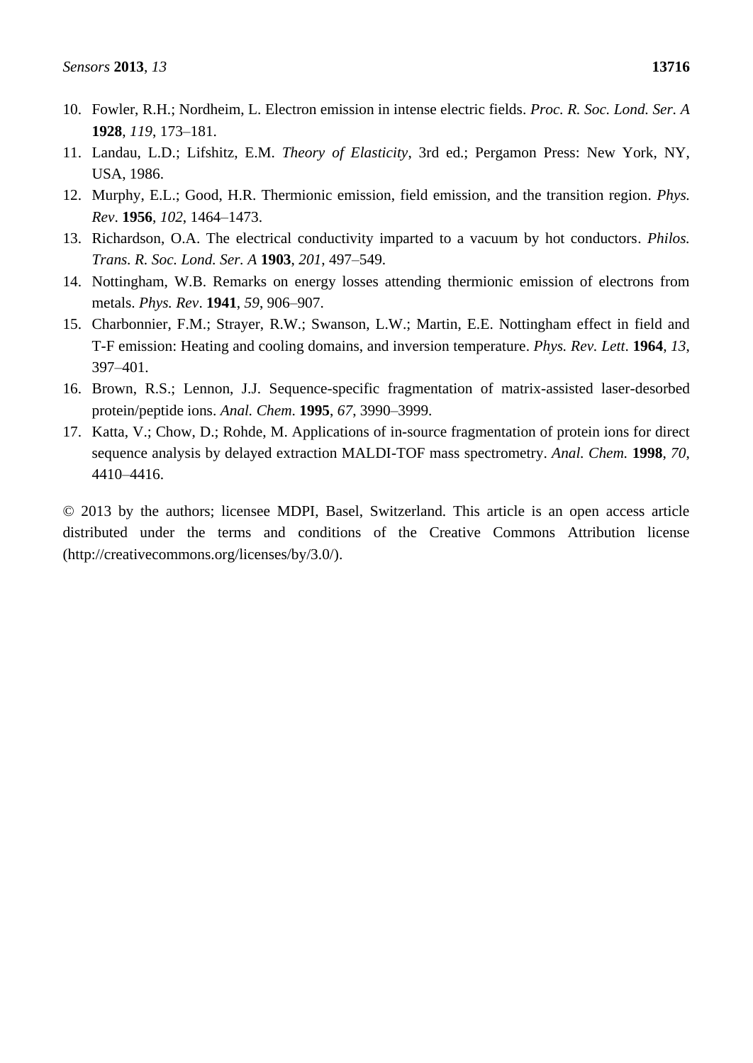10. Fowler, R.H.; Nordheim, L. Electron emission in intense electric fields. *Proc. R. Soc. Lond. Ser. A* **1928**, *119*, 173–181.
11. Landau, L.D.; Lifshitz, E.M. *Theory of Elasticity*, 3rd ed.; Pergamon Press: New York, NY, USA, 1986.
12. Murphy, E.L.; Good, H.R. Thermionic emission, field emission, and the transition region. *Phys. Rev*. **1956**, *102*, 1464–1473.
13. Richardson, O.A. The electrical conductivity imparted to a vacuum by hot conductors. *Philos. Trans. R. Soc. Lond. Ser. A* **1903**, *201*, 497–549.
14. Nottingham, W.B. Remarks on energy losses attending thermionic emission of electrons from metals. *Phys. Rev*. **1941**, *59*, 906–907.
15. Charbonnier, F.M.; Strayer, R.W.; Swanson, L.W.; Martin, E.E. Nottingham effect in field and T-F emission: Heating and cooling domains, and inversion temperature. *Phys. Rev. Lett*. **1964**, *13*, 397–401.
16. Brown, R.S.; Lennon, J.J. Sequence-specific fragmentation of matrix-assisted laser-desorbed protein/peptide ions. *Anal. Chem*. **1995**, *67*, 3990–3999.
17. Katta, V.; Chow, D.; Rohde, M. Applications of in-source fragmentation of protein ions for direct sequence analysis by delayed extraction MALDI-TOF mass spectrometry. *Anal. Chem.* **1998**, *70*, 4410–4416.

© 2013 by the authors; licensee MDPI, Basel, Switzerland. This article is an open access article distributed under the terms and conditions of the Creative Commons Attribution license (http://creativecommons.org/licenses/by/3.0/).